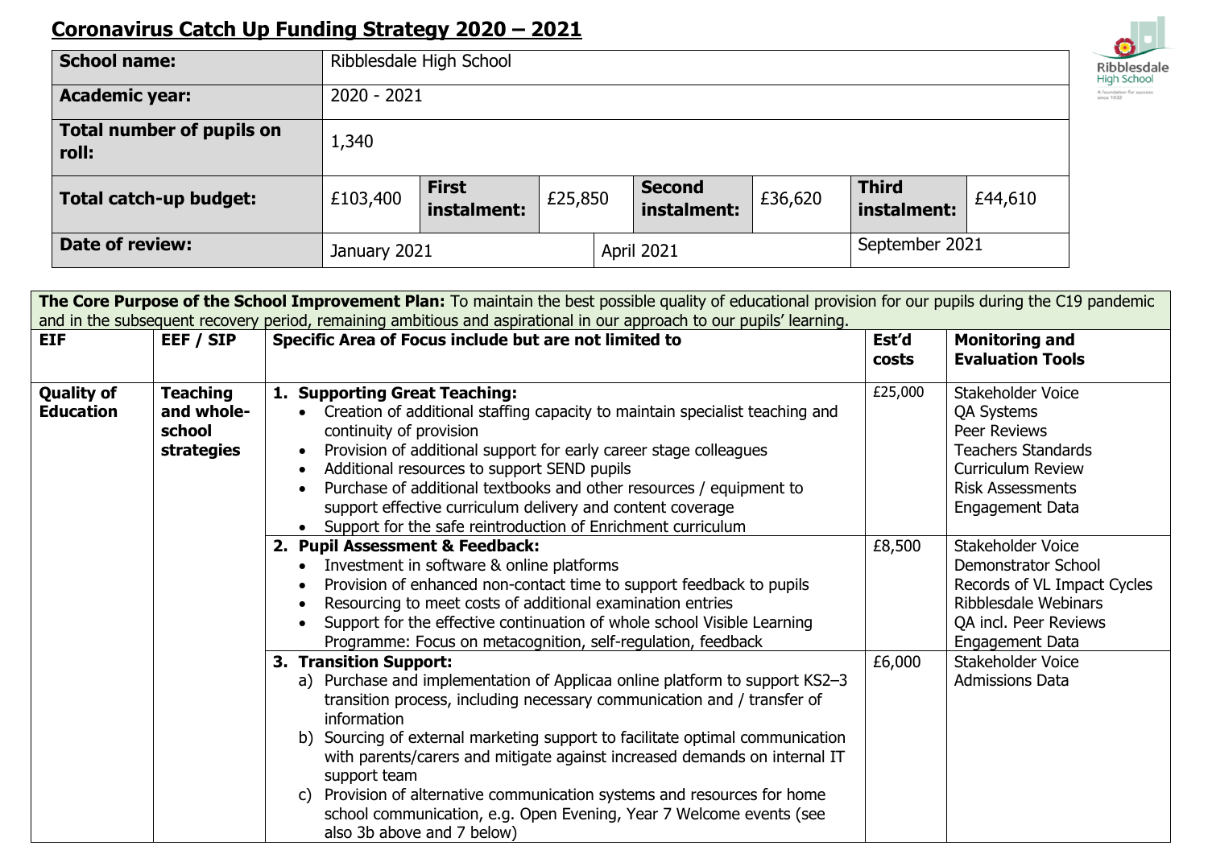# Coronavirus Catch Up Funding Strategy 2020 – 2021

| **School name:** | Ribblesdale High School | | | | | |
|---|---|---|---|---|---|---|
| **Academic year:** | 2020 - 2021 | | | | | |
| **Total number of pupils on roll:** | 1,340 | | | | | |
| **Total catch-up budget:** | £103,400 | **First instalment:** | £25,850 | **Second instalment:** | £36,620 | **Third instalment:** | £44,610 |
| **Date of review:** | January 2021 | | April 2021 | | September 2021 | |

**The Core Purpose of the School Improvement Plan:** To maintain the best possible quality of educational provision for our pupils during the C19 pandemic and in the subsequent recovery period, remaining ambitious and aspirational in our approach to our pupils' learning.

| EIF | EEF / SIP | Specific Area of Focus include but are not limited to | Est'd costs | Monitoring and Evaluation Tools |
|---|---|---|---|---|
| **Quality of Education** | **Teaching and whole-school strategies** | **1. Supporting Great Teaching:**<br>• Creation of additional staffing capacity to maintain specialist teaching and continuity of provision<br>• Provision of additional support for early career stage colleagues<br>• Additional resources to support SEND pupils<br>• Purchase of additional textbooks and other resources / equipment to support effective curriculum delivery and content coverage<br>• Support for the safe reintroduction of Enrichment curriculum | £25,000 | Stakeholder Voice<br>QA Systems<br>Peer Reviews<br>Teachers Standards<br>Curriculum Review<br>Risk Assessments<br>Engagement Data |
| | | **2. Pupil Assessment & Feedback:**<br>• Investment in software & online platforms<br>• Provision of enhanced non-contact time to support feedback to pupils<br>• Resourcing to meet costs of additional examination entries<br>• Support for the effective continuation of whole school Visible Learning Programme: Focus on metacognition, self-regulation, feedback | £8,500 | Stakeholder Voice<br>Demonstrator School<br>Records of VL Impact Cycles<br>Ribblesdale Webinars<br>QA incl. Peer Reviews<br>Engagement Data |
| | | **3. Transition Support:**<br>a) Purchase and implementation of Applicaa online platform to support KS2–3 transition process, including necessary communication and / transfer of information<br>b) Sourcing of external marketing support to facilitate optimal communication with parents/carers and mitigate against increased demands on internal IT support team<br>c) Provision of alternative communication systems and resources for home school communication, e.g. Open Evening, Year 7 Welcome events (see also 3b above and 7 below) | £6,000 | Stakeholder Voice<br>Admissions Data |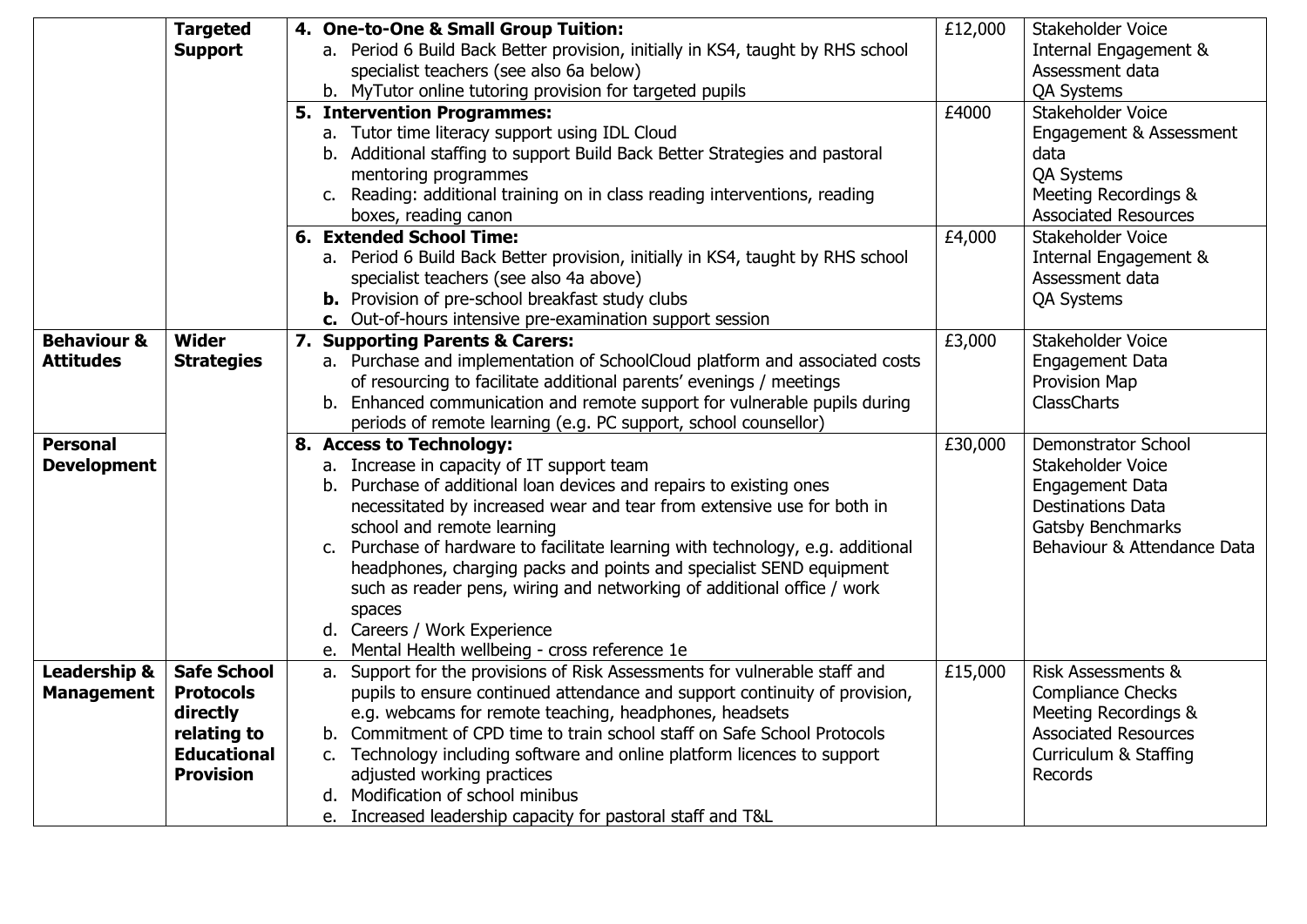| | | | | |
|---|---|---|---|---|
| | **Targeted Support** | **4. One-to-One & Small Group Tuition:**<br>a. Period 6 Build Back Better provision, initially in KS4, taught by RHS school specialist teachers (see also 6a below)<br>b. MyTutor online tutoring provision for targeted pupils | £12,000 | Stakeholder Voice<br>Internal Engagement & Assessment data<br>QA Systems |
| | | **5. Intervention Programmes:**<br>a. Tutor time literacy support using IDL Cloud<br>b. Additional staffing to support Build Back Better Strategies and pastoral mentoring programmes<br>c. Reading: additional training on in class reading interventions, reading boxes, reading canon | £4000 | Stakeholder Voice<br>Engagement & Assessment data<br>QA Systems<br>Meeting Recordings & Associated Resources |
| | | **6. Extended School Time:**<br>a. Period 6 Build Back Better provision, initially in KS4, taught by RHS school specialist teachers (see also 4a above)<br>**b.** Provision of pre-school breakfast study clubs<br>**c.** Out-of-hours intensive pre-examination support session | £4,000 | Stakeholder Voice<br>Internal Engagement & Assessment data<br>QA Systems |
| **Behaviour & Attitudes** | **Wider Strategies** | **7. Supporting Parents & Carers:**<br>a. Purchase and implementation of SchoolCloud platform and associated costs of resourcing to facilitate additional parents' evenings / meetings<br>b. Enhanced communication and remote support for vulnerable pupils during periods of remote learning (e.g. PC support, school counsellor) | £3,000 | Stakeholder Voice<br>Engagement Data<br>Provision Map<br>ClassCharts |
| **Personal Development** | | **8. Access to Technology:**<br>a. Increase in capacity of IT support team<br>b. Purchase of additional loan devices and repairs to existing ones necessitated by increased wear and tear from extensive use for both in school and remote learning<br>c. Purchase of hardware to facilitate learning with technology, e.g. additional headphones, charging packs and points and specialist SEND equipment such as reader pens, wiring and networking of additional office / work spaces<br>d. Careers / Work Experience<br>e. Mental Health wellbeing - cross reference 1e | £30,000 | Demonstrator School<br>Stakeholder Voice<br>Engagement Data<br>Destinations Data<br>Gatsby Benchmarks<br>Behaviour & Attendance Data |
| **Leadership & Management** | **Safe School Protocols directly relating to Educational Provision** | a. Support for the provisions of Risk Assessments for vulnerable staff and pupils to ensure continued attendance and support continuity of provision, e.g. webcams for remote teaching, headphones, headsets<br>b. Commitment of CPD time to train school staff on Safe School Protocols<br>c. Technology including software and online platform licences to support adjusted working practices<br>d. Modification of school minibus<br>e. Increased leadership capacity for pastoral staff and T&L | £15,000 | Risk Assessments & Compliance Checks<br>Meeting Recordings & Associated Resources<br>Curriculum & Staffing Records |